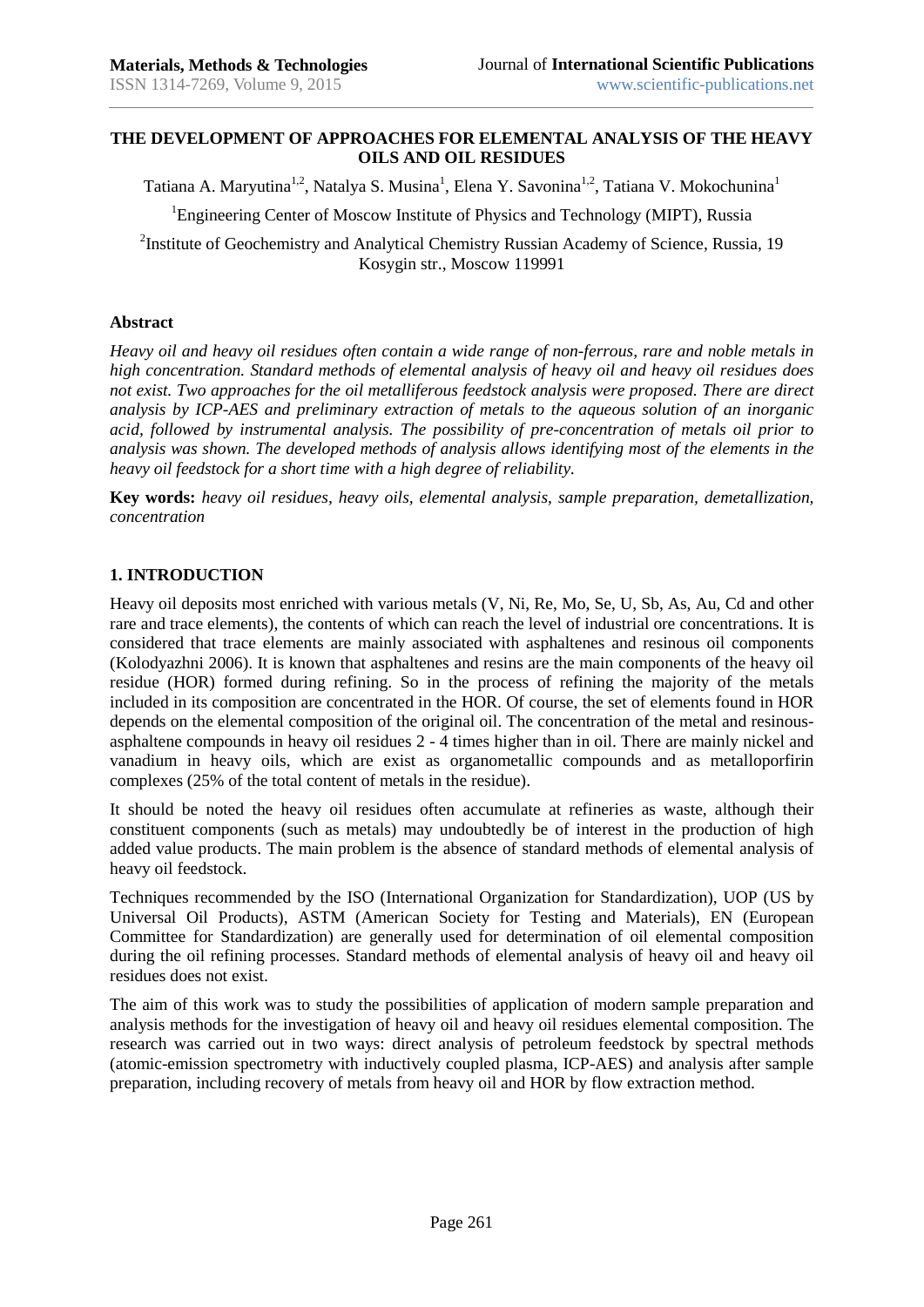# THE DEVELOPMENT OF APPROACHES FOR ELEMENTAL ANALYSIS OF THE HEAVY OILS AND OIL RESIDUES

Tatiana A. Maryutina[1,2], Natalya S. Musina[1], Elena Y. Savonina[1,2], Tatiana V. Mokochunina[1]

[1]Engineering Center of Moscow Institute of Physics and Technology (MIPT), Russia

[2]Institute of Geochemistry and Analytical Chemistry Russian Academy of Science, Russia, 19 Kosygin str., Moscow 119991

### Abstract

*Heavy oil and heavy oil residues often contain a wide range of non-ferrous, rare and noble metals in high concentration. Standard methods of elemental analysis of heavy oil and heavy oil residues does not exist. Two approaches for the oil metalliferous feedstock analysis were proposed. There are direct analysis by ICP-AES and preliminary extraction of metals to the aqueous solution of an inorganic acid, followed by instrumental analysis. The possibility of pre-concentration of metals oil prior to analysis was shown. The developed methods of analysis allows identifying most of the elements in the heavy oil feedstock for a short time with a high degree of reliability.*

**Key words:** *heavy oil residues, heavy oils, elemental analysis, sample preparation, demetallization, concentration*

## 1. INTRODUCTION

Heavy oil deposits most enriched with various metals (V, Ni, Re, Mo, Se, U, Sb, As, Au, Cd and other rare and trace elements), the contents of which can reach the level of industrial ore concentrations. It is considered that trace elements are mainly associated with asphaltenes and resinous oil components (Kolodyazhni 2006). It is known that asphaltenes and resins are the main components of the heavy oil residue (HOR) formed during refining. So in the process of refining the majority of the metals included in its composition are concentrated in the HOR. Of course, the set of elements found in HOR depends on the elemental composition of the original oil. The concentration of the metal and resinous-asphaltene compounds in heavy oil residues 2 - 4 times higher than in oil. There are mainly nickel and vanadium in heavy oils, which are exist as organometallic compounds and as metalloporfirin complexes (25% of the total content of metals in the residue).

It should be noted the heavy oil residues often accumulate at refineries as waste, although their constituent components (such as metals) may undoubtedly be of interest in the production of high added value products. The main problem is the absence of standard methods of elemental analysis of heavy oil feedstock.

Techniques recommended by the ISO (International Organization for Standardization), UOP (US by Universal Oil Products), ASTM (American Society for Testing and Materials), EN (European Committee for Standardization) are generally used for determination of oil elemental composition during the oil refining processes. Standard methods of elemental analysis of heavy oil and heavy oil residues does not exist.

The aim of this work was to study the possibilities of application of modern sample preparation and analysis methods for the investigation of heavy oil and heavy oil residues elemental composition. The research was carried out in two ways: direct analysis of petroleum feedstock by spectral methods (atomic-emission spectrometry with inductively coupled plasma, ICP-AES) and analysis after sample preparation, including recovery of metals from heavy oil and HOR by flow extraction method.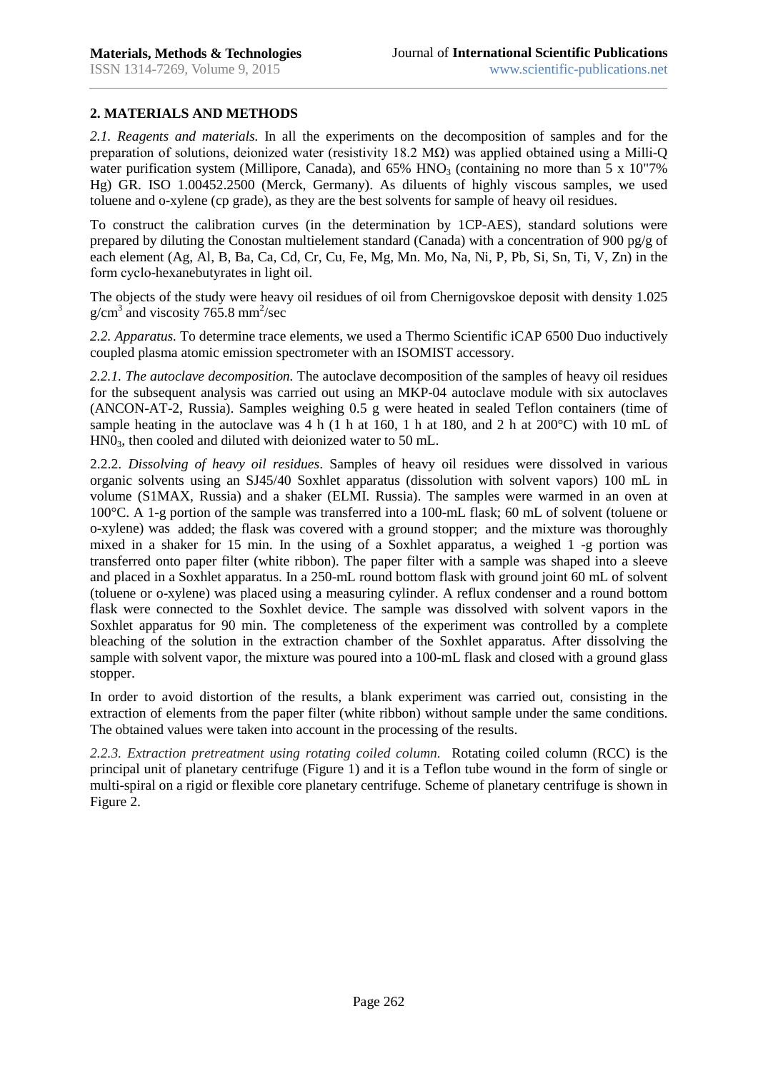## 2. MATERIALS AND METHODS

*2.1. Reagents and materials.* In all the experiments on the decomposition of samples and for the preparation of solutions, deionized water (resistivity 18.2 MΩ) was applied obtained using a Milli-Q water purification system (Millipore, Canada), and 65% $HNO_3$ (containing no more than 5 x 10"7% Hg) GR. ISO 1.00452.2500 (Merck, Germany). As diluents of highly viscous samples, we used toluene and o-xylene (cp grade), as they are the best solvents for sample of heavy oil residues.

To construct the calibration curves (in the determination by 1CP-AES), standard solutions were prepared by diluting the Conostan multielement standard (Canada) with a concentration of 900 pg/g of each element (Ag, Al, B, Ba, Ca, Cd, Cr, Cu, Fe, Mg, Mn. Mo, Na, Ni, P, Pb, Si, Sn, Ti, V, Zn) in the form cyclo-hexanebutyrates in light oil.

The objects of the study were heavy oil residues of oil from Chernigovskoe deposit with density 1.025 $g/cm^3$ and viscosity 765.8 $mm^2/sec$

*2.2. Apparatus.* To determine trace elements, we used a Thermo Scientific iCAP 6500 Duo inductively coupled plasma atomic emission spectrometer with an ISOMIST accessory.

*2.2.1. The autoclave decomposition.* The autoclave decomposition of the samples of heavy oil residues for the subsequent analysis was carried out using an MKP-04 autoclave module with six autoclaves (ANCON-AT-2, Russia). Samples weighing 0.5 g were heated in sealed Teflon containers (time of sample heating in the autoclave was 4 h (1 h at 160, 1 h at 180, and 2 h at 200°C) with 10 mL of $HN0_3$, then cooled and diluted with deionized water to 50 mL.

2.2.2. *Dissolving of heavy oil residues*. Samples of heavy oil residues were dissolved in various organic solvents using an SJ45/40 Soxhlet apparatus (dissolution with solvent vapors) 100 mL in volume (S1MAX, Russia) and a shaker (ELMI. Russia). The samples were warmed in an oven at 100°C. A 1-g portion of the sample was transferred into a 100-mL flask; 60 mL of solvent (toluene or o-xylene) was added; the flask was covered with a ground stopper; and the mixture was thoroughly mixed in a shaker for 15 min. In the using of a Soxhlet apparatus, a weighed 1 -g portion was transferred onto paper filter (white ribbon). The paper filter with a sample was shaped into a sleeve and placed in a Soxhlet apparatus. In a 250-mL round bottom flask with ground joint 60 mL of solvent (toluene or o-xylene) was placed using a measuring cylinder. A reflux condenser and a round bottom flask were connected to the Soxhlet device. The sample was dissolved with solvent vapors in the Soxhlet apparatus for 90 min. The completeness of the experiment was controlled by a complete bleaching of the solution in the extraction chamber of the Soxhlet apparatus. After dissolving the sample with solvent vapor, the mixture was poured into a 100-mL flask and closed with a ground glass stopper.

In order to avoid distortion of the results, a blank experiment was carried out, consisting in the extraction of elements from the paper filter (white ribbon) without sample under the same conditions. The obtained values were taken into account in the processing of the results.

*2.2.3. Extraction pretreatment using rotating coiled column.* Rotating coiled column (RCC) is the principal unit of planetary centrifuge (Figure 1) and it is a Teflon tube wound in the form of single or multi-spiral on a rigid or flexible core planetary centrifuge. Scheme of planetary centrifuge is shown in Figure 2.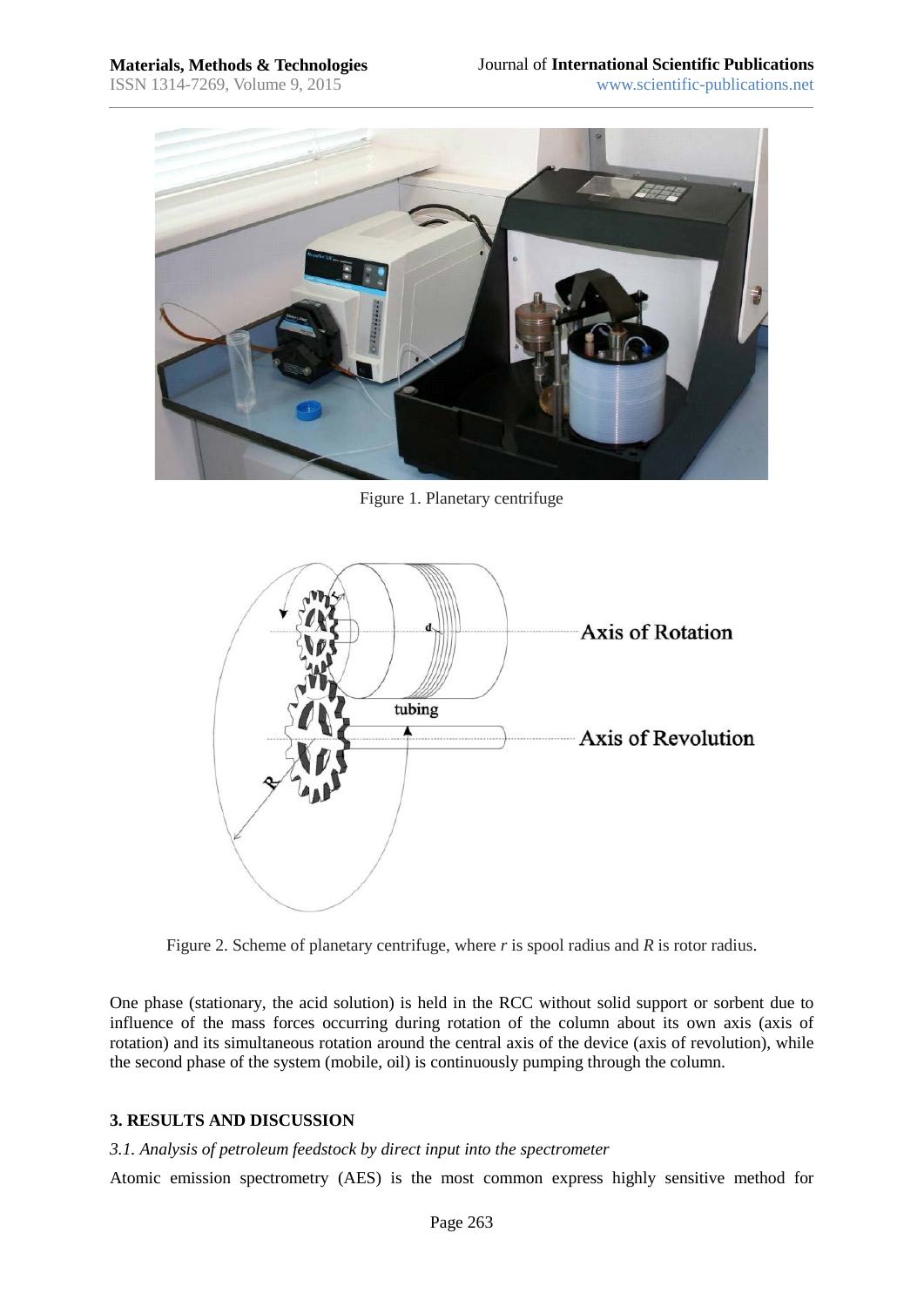Figure 1. Planetary centrifuge

Figure 2. Scheme of planetary centrifuge, where *r* is spool radius and *R* is rotor radius.

One phase (stationary, the acid solution) is held in the RCC without solid support or sorbent due to influence of the mass forces occurring during rotation of the column about its own axis (axis of rotation) and its simultaneous rotation around the central axis of the device (axis of revolution), while the second phase of the system (mobile, oil) is continuously pumping through the column.

## 3. RESULTS AND DISCUSSION

### *3.1. Analysis of petroleum feedstock by direct input into the spectrometer*

Atomic emission spectrometry (AES) is the most common express highly sensitive method for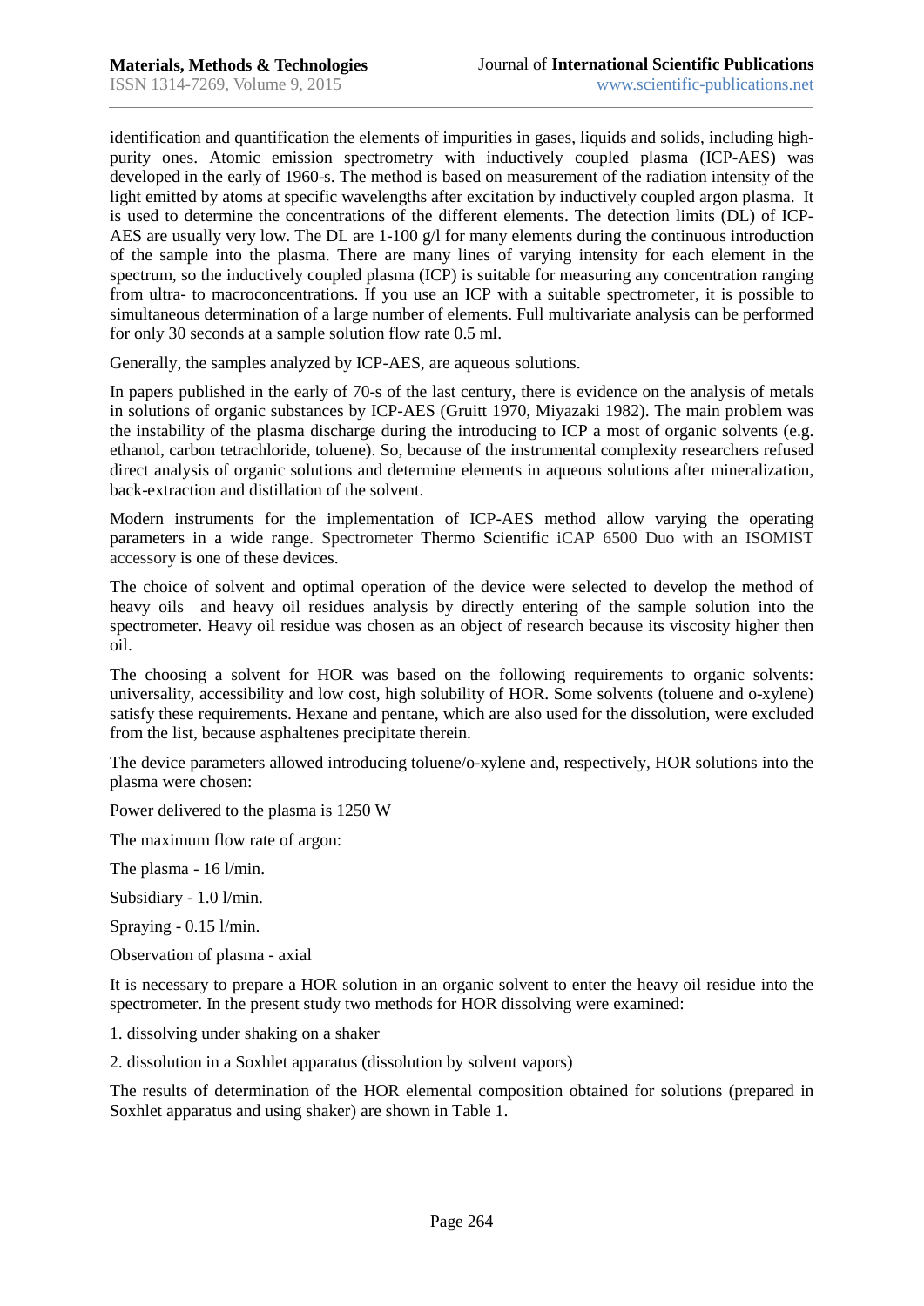identification and quantification the elements of impurities in gases, liquids and solids, including high-purity ones. Atomic emission spectrometry with inductively coupled plasma (ICP-AES) was developed in the early of 1960-s. The method is based on measurement of the radiation intensity of the light emitted by atoms at specific wavelengths after excitation by inductively coupled argon plasma. It is used to determine the concentrations of the different elements. The detection limits (DL) of ICP-AES are usually very low. The DL are 1-100 g/l for many elements during the continuous introduction of the sample into the plasma. There are many lines of varying intensity for each element in the spectrum, so the inductively coupled plasma (ICP) is suitable for measuring any concentration ranging from ultra- to macroconcentrations. If you use an ICP with a suitable spectrometer, it is possible to simultaneous determination of a large number of elements. Full multivariate analysis can be performed for only 30 seconds at a sample solution flow rate 0.5 ml.

Generally, the samples analyzed by ICP-AES, are aqueous solutions.

In papers published in the early of 70-s of the last century, there is evidence on the analysis of metals in solutions of organic substances by ICP-AES (Gruitt 1970, Miyazaki 1982). The main problem was the instability of the plasma discharge during the introducing to ICP a most of organic solvents (e.g. ethanol, carbon tetrachloride, toluene). So, because of the instrumental complexity researchers refused direct analysis of organic solutions and determine elements in aqueous solutions after mineralization, back-extraction and distillation of the solvent.

Modern instruments for the implementation of ICP-AES method allow varying the operating parameters in a wide range. Spectrometer Thermo Scientific iCAP 6500 Duo with an ISOMIST accessory is one of these devices.

The choice of solvent and optimal operation of the device were selected to develop the method of heavy oils and heavy oil residues analysis by directly entering of the sample solution into the spectrometer. Heavy oil residue was chosen as an object of research because its viscosity higher then oil.

The choosing a solvent for HOR was based on the following requirements to organic solvents: universality, accessibility and low cost, high solubility of HOR. Some solvents (toluene and o-xylene) satisfy these requirements. Hexane and pentane, which are also used for the dissolution, were excluded from the list, because asphaltenes precipitate therein.

The device parameters allowed introducing toluene/o-xylene and, respectively, HOR solutions into the plasma were chosen:

Power delivered to the plasma is 1250 W

The maximum flow rate of argon:

The plasma - 16 l/min.

Subsidiary - 1.0 l/min.

Spraying - 0.15 l/min.

Observation of plasma - axial

It is necessary to prepare a HOR solution in an organic solvent to enter the heavy oil residue into the spectrometer. In the present study two methods for HOR dissolving were examined:

1. dissolving under shaking on a shaker
2. dissolution in a Soxhlet apparatus (dissolution by solvent vapors)

The results of determination of the HOR elemental composition obtained for solutions (prepared in Soxhlet apparatus and using shaker) are shown in Table 1.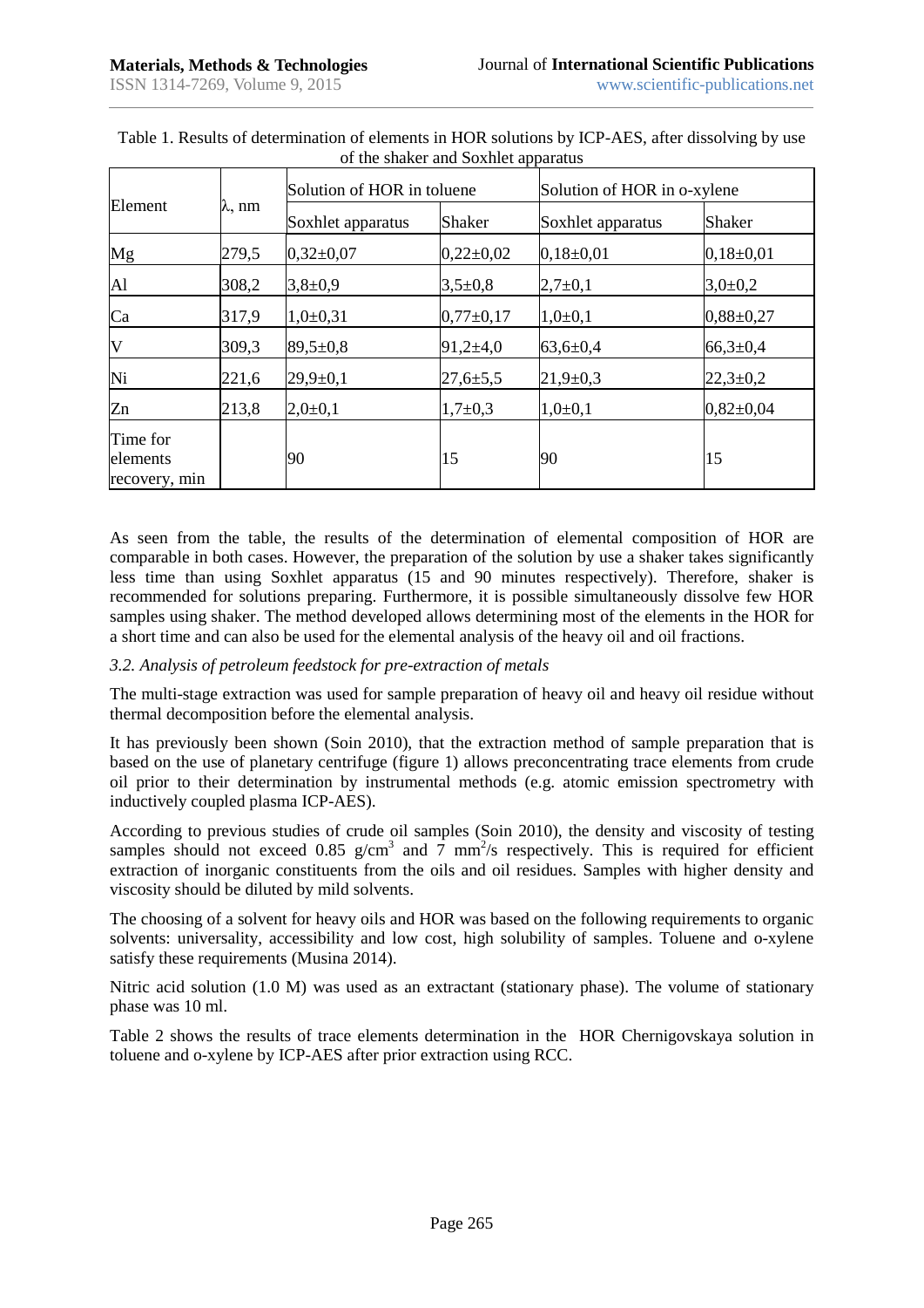Table 1. Results of determination of elements in HOR solutions by ICP-AES, after dissolving by use of the shaker and Soxhlet apparatus

| Element | λ, nm | Solution of HOR in toluene | | Solution of HOR in o-xylene | |
|---|---|---|---|---|---|
| | | Soxhlet apparatus | Shaker | Soxhlet apparatus | Shaker |
| Mg | 279,5 | 0,32±0,07 | 0,22±0,02 | 0,18±0,01 | 0,18±0,01 |
| Al | 308,2 | 3,8±0,9 | 3,5±0,8 | 2,7±0,1 | 3,0±0,2 |
| Ca | 317,9 | 1,0±0,31 | 0,77±0,17 | 1,0±0,1 | 0,88±0,27 |
| V | 309,3 | 89,5±0,8 | 91,2±4,0 | 63,6±0,4 | 66,3±0,4 |
| Ni | 221,6 | 29,9±0,1 | 27,6±5,5 | 21,9±0,3 | 22,3±0,2 |
| Zn | 213,8 | 2,0±0,1 | 1,7±0,3 | 1,0±0,1 | 0,82±0,04 |
| Time for elements recovery, min | | 90 | 15 | 90 | 15 |

As seen from the table, the results of the determination of elemental composition of HOR are comparable in both cases. However, the preparation of the solution by use a shaker takes significantly less time than using Soxhlet apparatus (15 and 90 minutes respectively). Therefore, shaker is recommended for solutions preparing. Furthermore, it is possible simultaneously dissolve few HOR samples using shaker. The method developed allows determining most of the elements in the HOR for a short time and can also be used for the elemental analysis of the heavy oil and oil fractions.

*3.2. Analysis of petroleum feedstock for pre-extraction of metals*

The multi-stage extraction was used for sample preparation of heavy oil and heavy oil residue without thermal decomposition before the elemental analysis.

It has previously been shown (Soin 2010), that the extraction method of sample preparation that is based on the use of planetary centrifuge (figure 1) allows preconcentrating trace elements from crude oil prior to their determination by instrumental methods (e.g. atomic emission spectrometry with inductively coupled plasma ICP-AES).

According to previous studies of crude oil samples (Soin 2010), the density and viscosity of testing samples should not exceed 0.85 $g/cm^3$ and 7 $mm^2/s$ respectively. This is required for efficient extraction of inorganic constituents from the oils and oil residues. Samples with higher density and viscosity should be diluted by mild solvents.

The choosing of a solvent for heavy oils and HOR was based on the following requirements to organic solvents: universality, accessibility and low cost, high solubility of samples. Toluene and o-xylene satisfy these requirements (Musina 2014).

Nitric acid solution (1.0 M) was used as an extractant (stationary phase). The volume of stationary phase was 10 ml.

Table 2 shows the results of trace elements determination in the HOR Chernigovskaya solution in toluene and o-xylene by ICP-AES after prior extraction using RCC.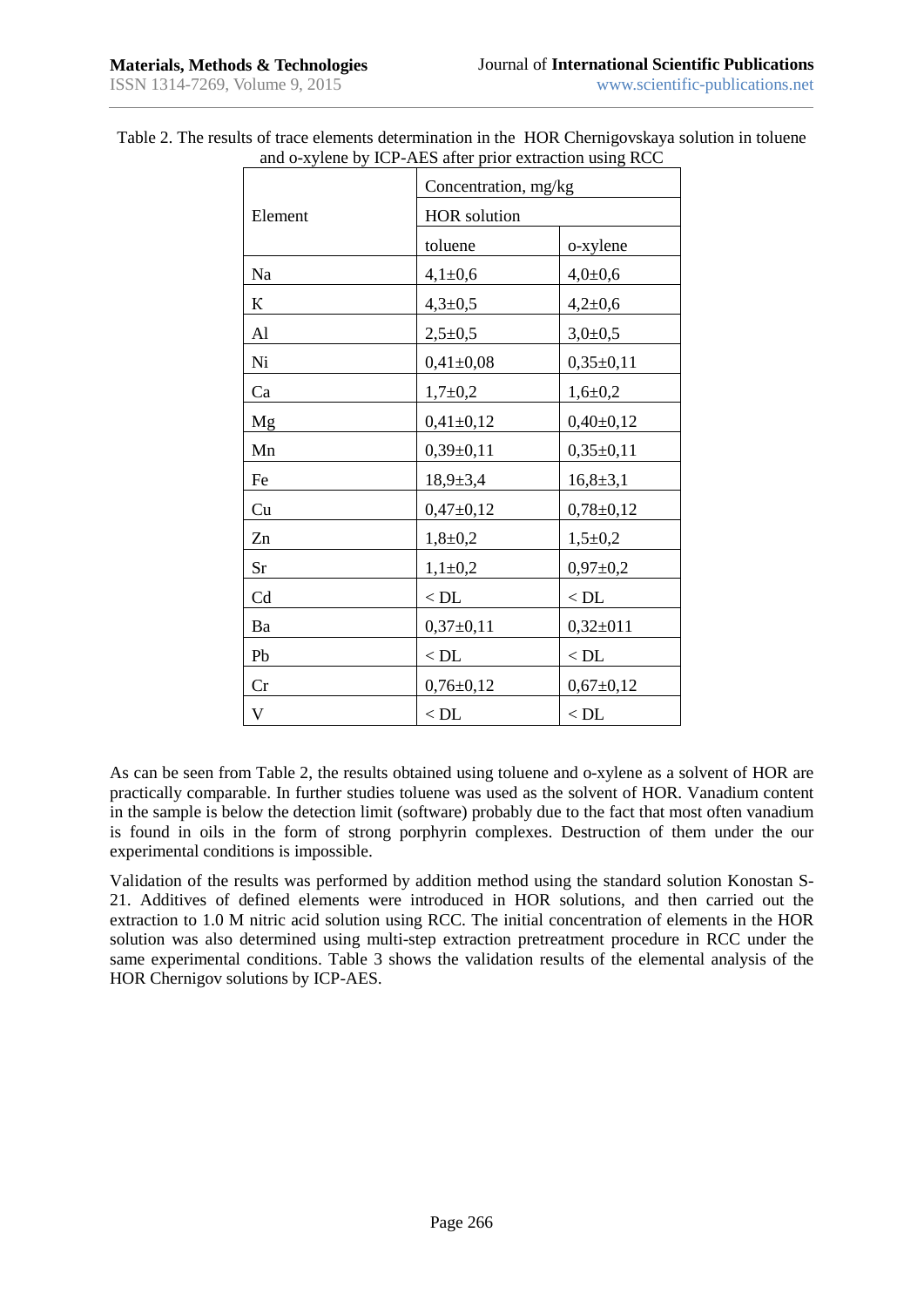Table 2. The results of trace elements determination in the HOR Chernigovskaya solution in toluene and o-xylene by ICP-AES after prior extraction using RCC

| Element | Concentration, mg/kg | |
|---|---|---|
| | HOR solution | |
| | toluene | o-xylene |
| Na | 4,1±0,6 | 4,0±0,6 |
| K | 4,3±0,5 | 4,2±0,6 |
| Al | 2,5±0,5 | 3,0±0,5 |
| Ni | 0,41±0,08 | 0,35±0,11 |
| Ca | 1,7±0,2 | 1,6±0,2 |
| Mg | 0,41±0,12 | 0,40±0,12 |
| Mn | 0,39±0,11 | 0,35±0,11 |
| Fe | 18,9±3,4 | 16,8±3,1 |
| Cu | 0,47±0,12 | 0,78±0,12 |
| Zn | 1,8±0,2 | 1,5±0,2 |
| Sr | 1,1±0,2 | 0,97±0,2 |
| Cd | < DL | < DL |
| Ba | 0,37±0,11 | 0,32±011 |
| Pb | < DL | < DL |
| Cr | 0,76±0,12 | 0,67±0,12 |
| V | < DL | < DL |

As can be seen from Table 2, the results obtained using toluene and o-xylene as a solvent of HOR are practically comparable. In further studies toluene was used as the solvent of HOR. Vanadium content in the sample is below the detection limit (software) probably due to the fact that most often vanadium is found in oils in the form of strong porphyrin complexes. Destruction of them under the our experimental conditions is impossible.

Validation of the results was performed by addition method using the standard solution Konostan S-21. Additives of defined elements were introduced in HOR solutions, and then carried out the extraction to 1.0 M nitric acid solution using RCC. The initial concentration of elements in the HOR solution was also determined using multi-step extraction pretreatment procedure in RCC under the same experimental conditions. Table 3 shows the validation results of the elemental analysis of the HOR Chernigov solutions by ICP-AES.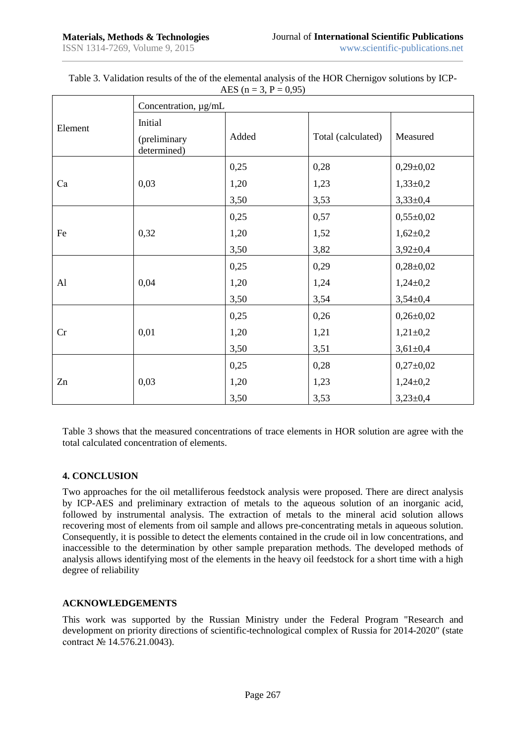Table 3. Validation results of the of the elemental analysis of the HOR Chernigov solutions by ICP-AES (n = 3, P = 0,95)

| Element | Concentration, µg/mL | | | |
|---|---|---|---|---|
| | Initial (preliminary determined) | Added | Total (calculated) | Measured |
| Ca | 0,03 | 0,25 | 0,28 | 0,29±0,02 |
| | | 1,20 | 1,23 | 1,33±0,2 |
| | | 3,50 | 3,53 | 3,33±0,4 |
| Fe | 0,32 | 0,25 | 0,57 | 0,55±0,02 |
| | | 1,20 | 1,52 | 1,62±0,2 |
| | | 3,50 | 3,82 | 3,92±0,4 |
| Al | 0,04 | 0,25 | 0,29 | 0,28±0,02 |
| | | 1,20 | 1,24 | 1,24±0,2 |
| | | 3,50 | 3,54 | 3,54±0,4 |
| Cr | 0,01 | 0,25 | 0,26 | 0,26±0,02 |
| | | 1,20 | 1,21 | 1,21±0,2 |
| | | 3,50 | 3,51 | 3,61±0,4 |
| Zn | 0,03 | 0,25 | 0,28 | 0,27±0,02 |
| | | 1,20 | 1,23 | 1,24±0,2 |
| | | 3,50 | 3,53 | 3,23±0,4 |

Table 3 shows that the measured concentrations of trace elements in HOR solution are agree with the total calculated concentration of elements.

## 4. CONCLUSION

Two approaches for the oil metalliferous feedstock analysis were proposed. There are direct analysis by ICP-AES and preliminary extraction of metals to the aqueous solution of an inorganic acid, followed by instrumental analysis. The extraction of metals to the mineral acid solution allows recovering most of elements from oil sample and allows pre-concentrating metals in aqueous solution. Consequently, it is possible to detect the elements contained in the crude oil in low concentrations, and inaccessible to the determination by other sample preparation methods. The developed methods of analysis allows identifying most of the elements in the heavy oil feedstock for a short time with a high degree of reliability

## ACKNOWLEDGEMENTS

This work was supported by the Russian Ministry under the Federal Program "Research and development on priority directions of scientific-technological complex of Russia for 2014-2020" (state contract № 14.576.21.0043).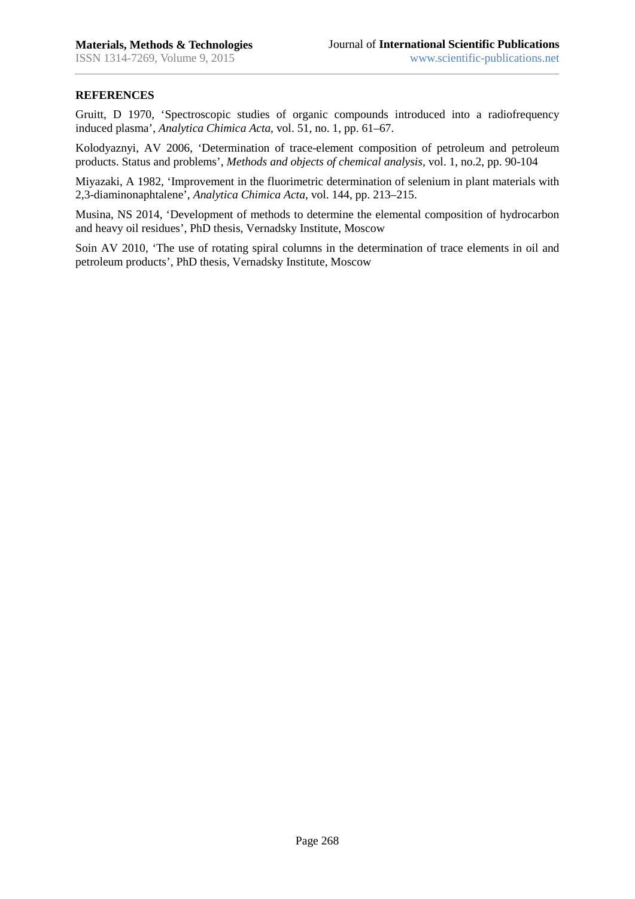## REFERENCES

Gruitt, D 1970, 'Spectroscopic studies of organic compounds introduced into a radiofrequency induced plasma', *Analytica Chimica Acta*, vol. 51, no. 1, pp. 61–67.

Kolodyaznyi, AV 2006, 'Determination of trace-element composition of petroleum and petroleum products. Status and problems', *Methods and objects of chemical analysis*, vol. 1, no.2, pp. 90-104

Miyazaki, A 1982, 'Improvement in the fluorimetric determination of selenium in plant materials with 2,3-diaminonaphtalene', *Analytica Chimica Acta*, vol. 144, pp. 213–215.

Musina, NS 2014, 'Development of methods to determine the elemental composition of hydrocarbon and heavy oil residues', PhD thesis, Vernadsky Institute, Moscow

Soin AV 2010, 'The use of rotating spiral columns in the determination of trace elements in oil and petroleum products', PhD thesis, Vernadsky Institute, Moscow